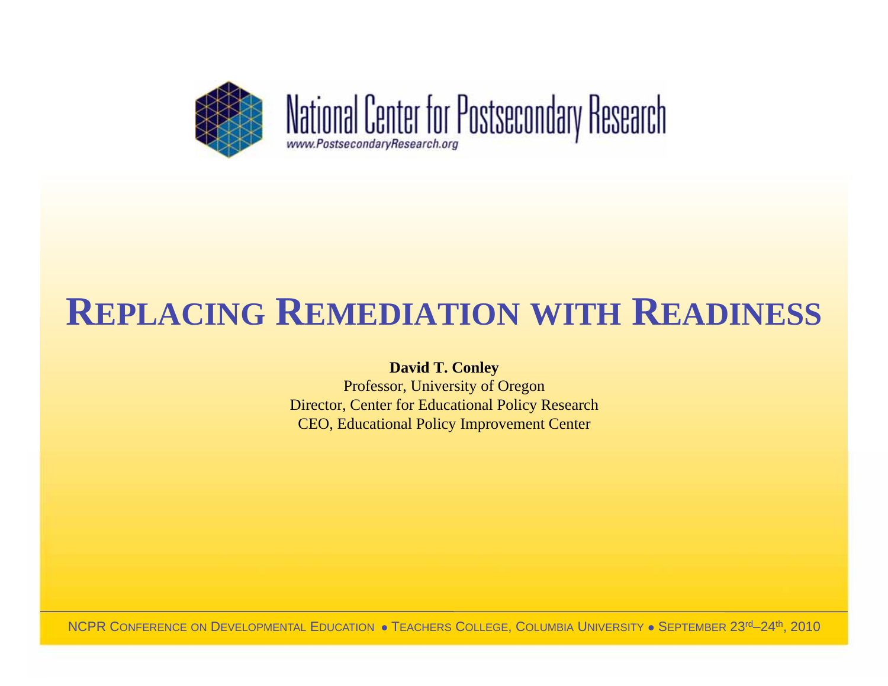National Center for Postsecondary Research
www.PostsecondaryResearch.org

# REPLACING REMEDIATION WITH READINESS

**David T. Conley**
Professor, University of Oregon
Director, Center for Educational Policy Research
CEO, Educational Policy Improvement Center

NCPR CONFERENCE ON DEVELOPMENTAL EDUCATION ● TEACHERS COLLEGE, COLUMBIA UNIVERSITY ● SEPTEMBER 23rd–24th, 2010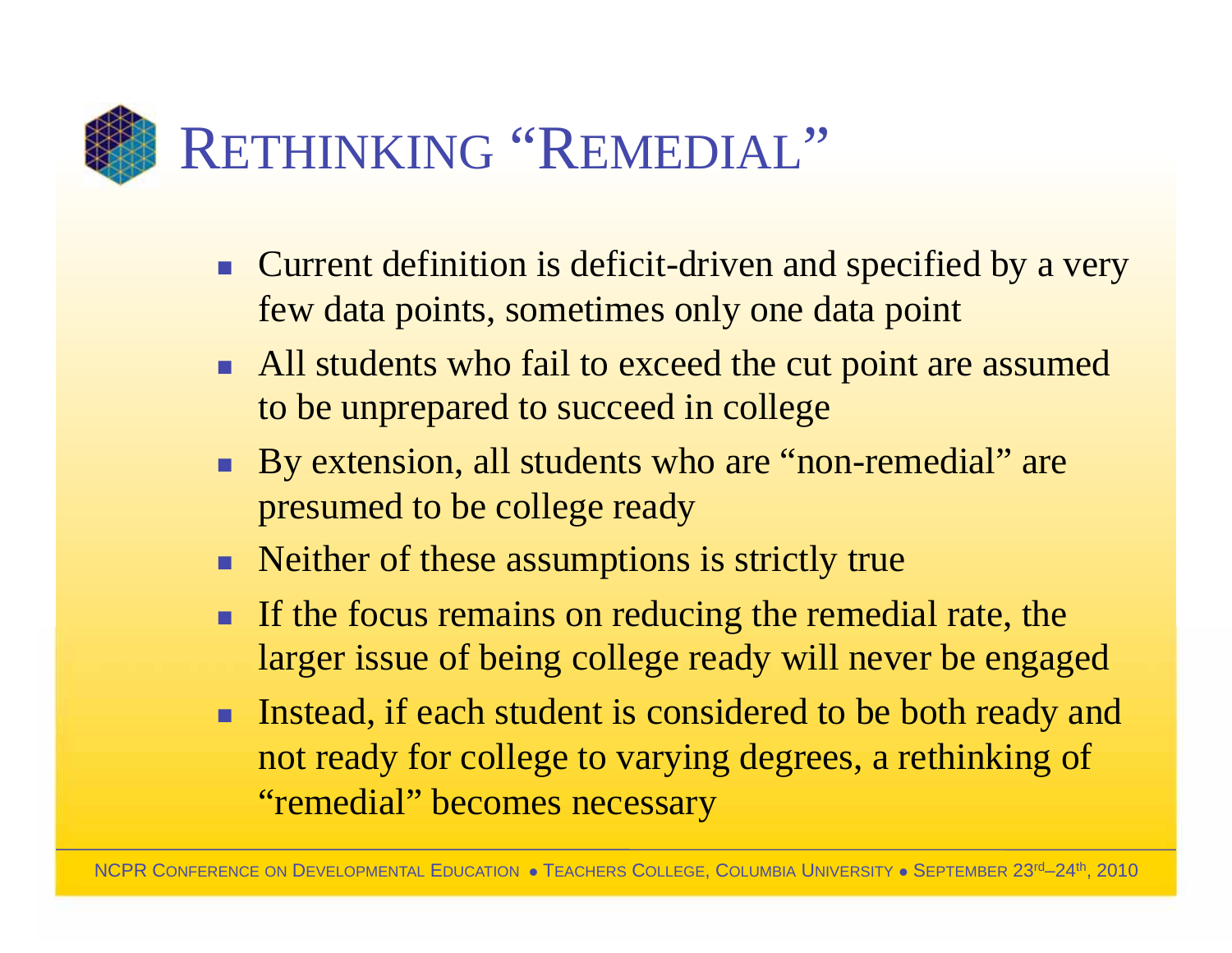# Rethinking "Remedial"

- Current definition is deficit-driven and specified by a very few data points, sometimes only one data point
- All students who fail to exceed the cut point are assumed to be unprepared to succeed in college
- By extension, all students who are "non-remedial" are presumed to be college ready
- Neither of these assumptions is strictly true
- If the focus remains on reducing the remedial rate, the larger issue of being college ready will never be engaged
- Instead, if each student is considered to be both ready and not ready for college to varying degrees, a rethinking of "remedial" becomes necessary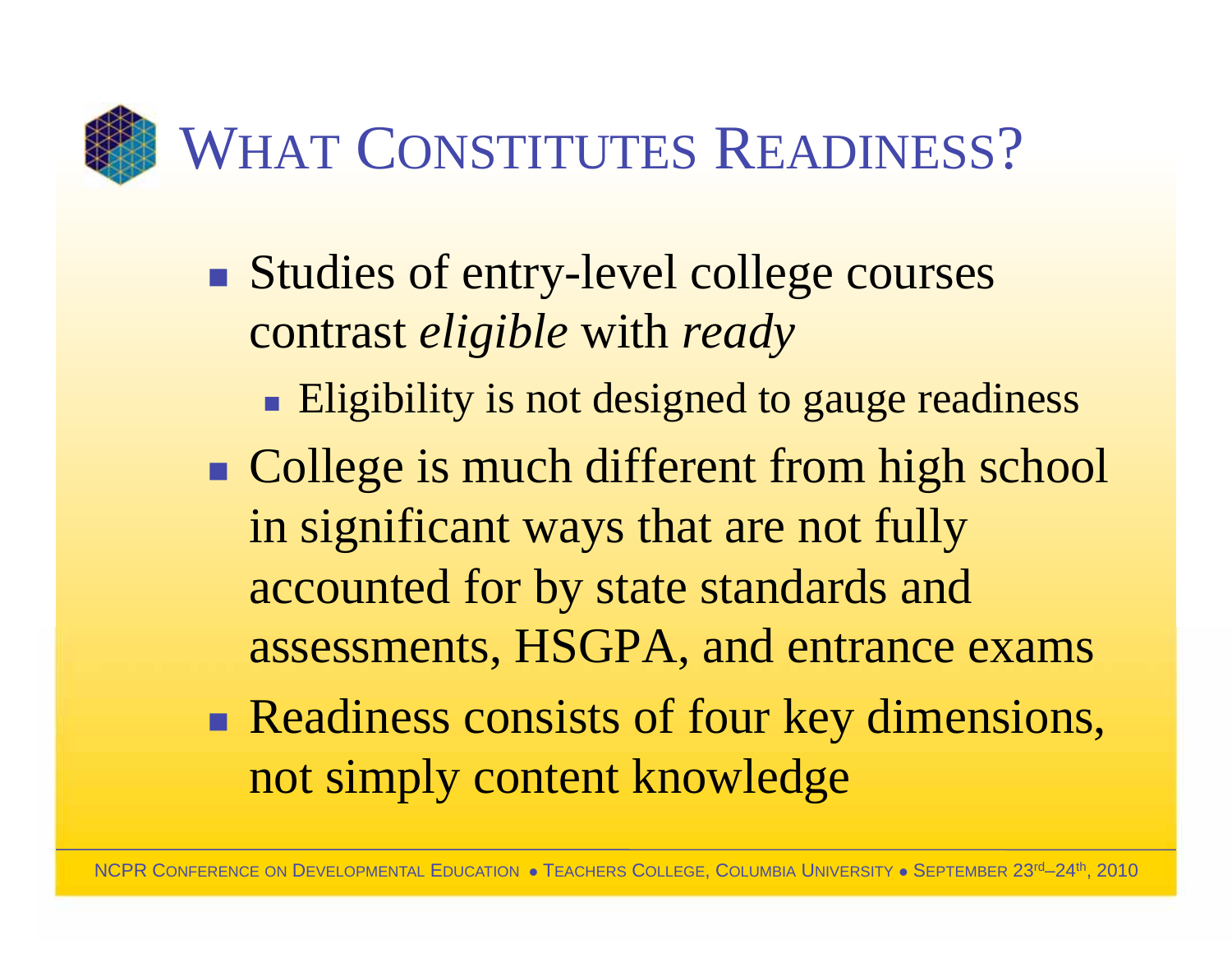# What Constitutes Readiness?

- Studies of entry-level college courses contrast *eligible* with *ready*
  - Eligibility is not designed to gauge readiness
- College is much different from high school in significant ways that are not fully accounted for by state standards and assessments, HSGPA, and entrance exams
- Readiness consists of four key dimensions, not simply content knowledge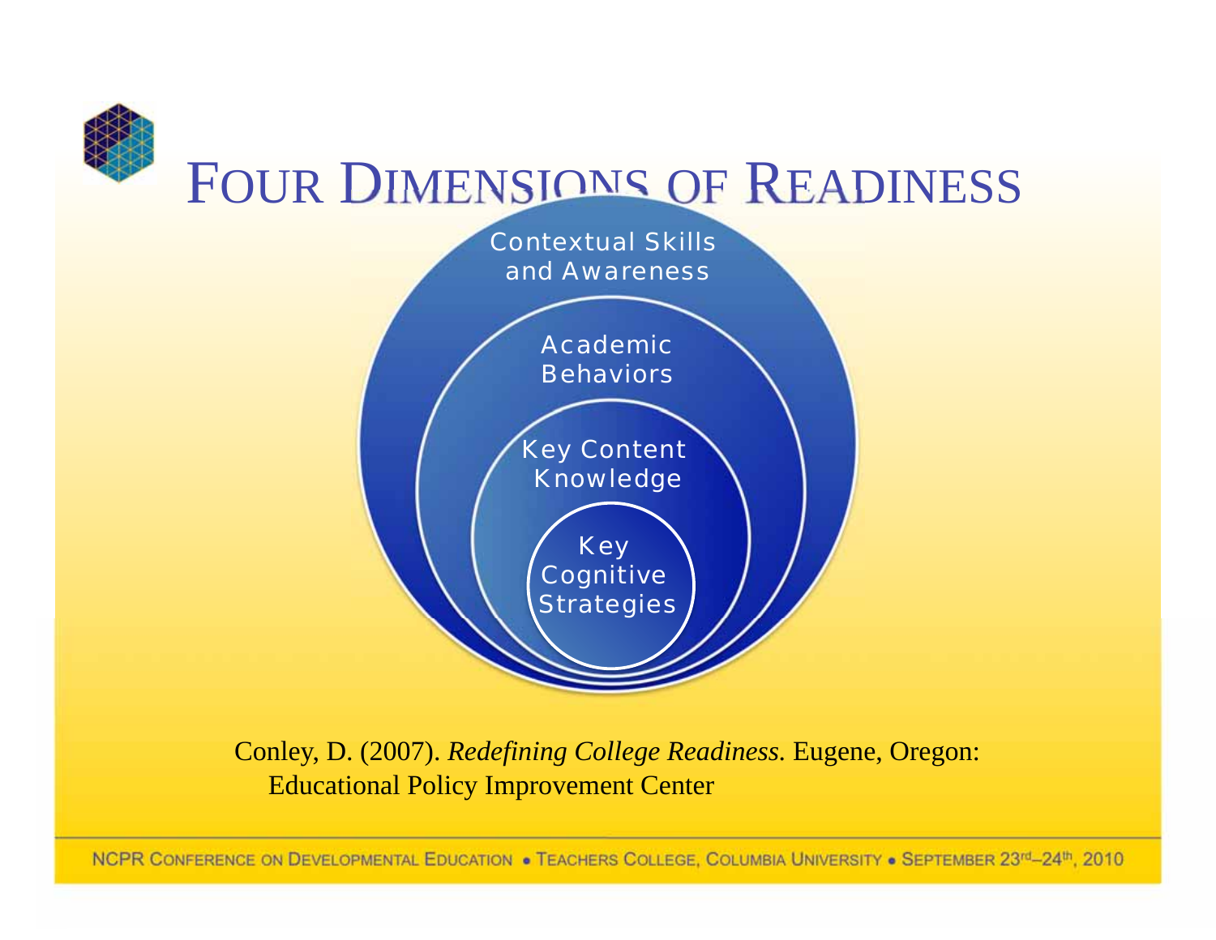# Four Dimensions of Readiness

- Contextual Skills and Awareness
- Academic Behaviors
- Key Content Knowledge
- Key Cognitive Strategies

Conley, D. (2007). *Redefining College Readiness.* Eugene, Oregon: Educational Policy Improvement Center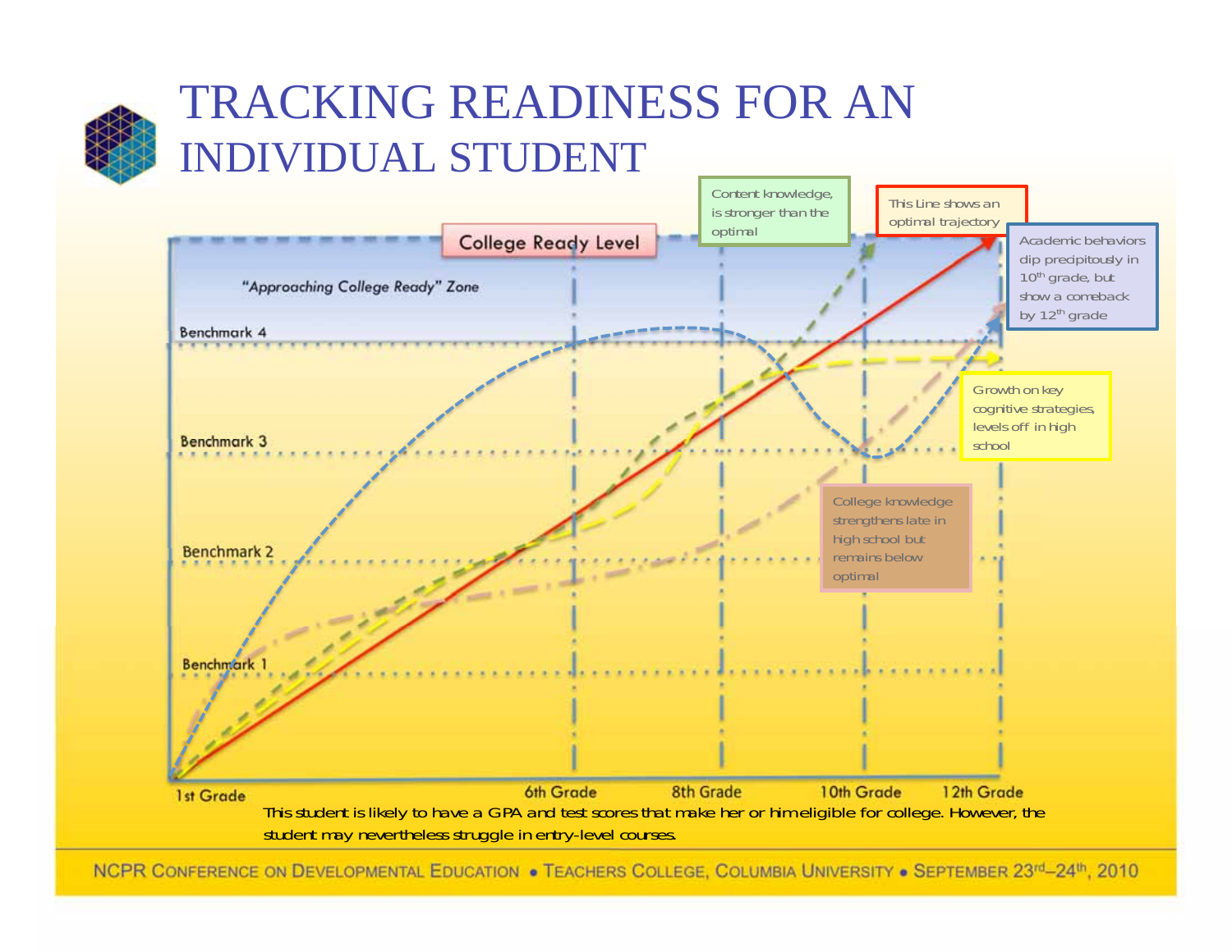# TRACKING READINESS FOR AN INDIVIDUAL STUDENT

College Ready Level

"Approaching College Ready" Zone

Benchmark 4

Benchmark 3

Benchmark 2

Benchmark 1

1st Grade | 6th Grade | 8th Grade | 10th Grade | 12th Grade

Content knowledge, is stronger than the optimal

This Line shows an optimal trajectory

Academic behaviors dip precipitously in 10th grade, but show a comeback by 12th grade

Growth on key cognitive strategies, levels off in high school

College knowledge strengthens late in high school but remains below optimal

This student is likely to have a GPA and test scores that make her or him eligible for college. However, the student may nevertheless struggle in entry-level courses.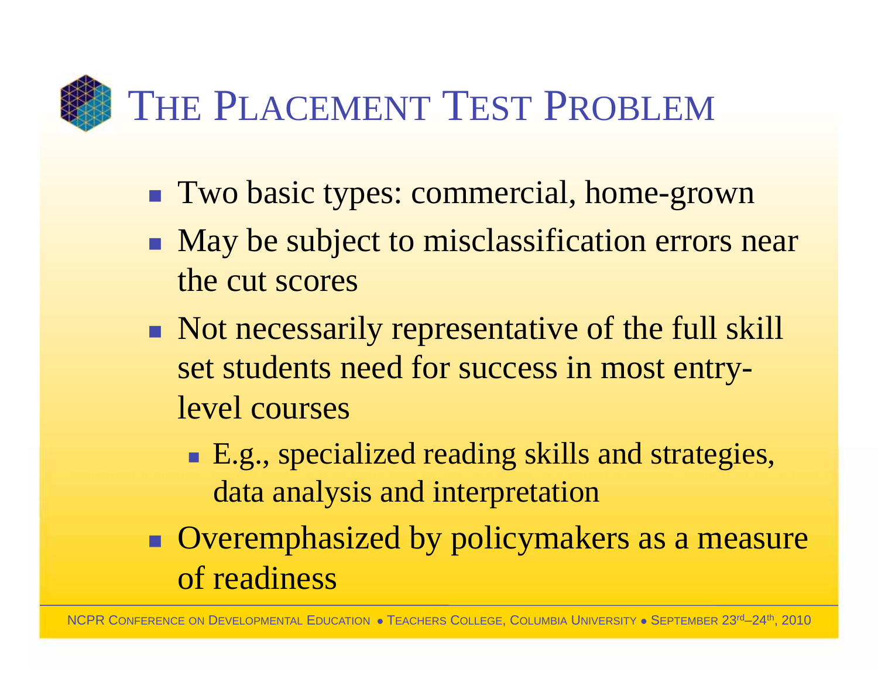# The Placement Test Problem

- Two basic types: commercial, home-grown
- May be subject to misclassification errors near the cut scores
- Not necessarily representative of the full skill set students need for success in most entry-level courses
  - E.g., specialized reading skills and strategies, data analysis and interpretation
- Overemphasized by policymakers as a measure of readiness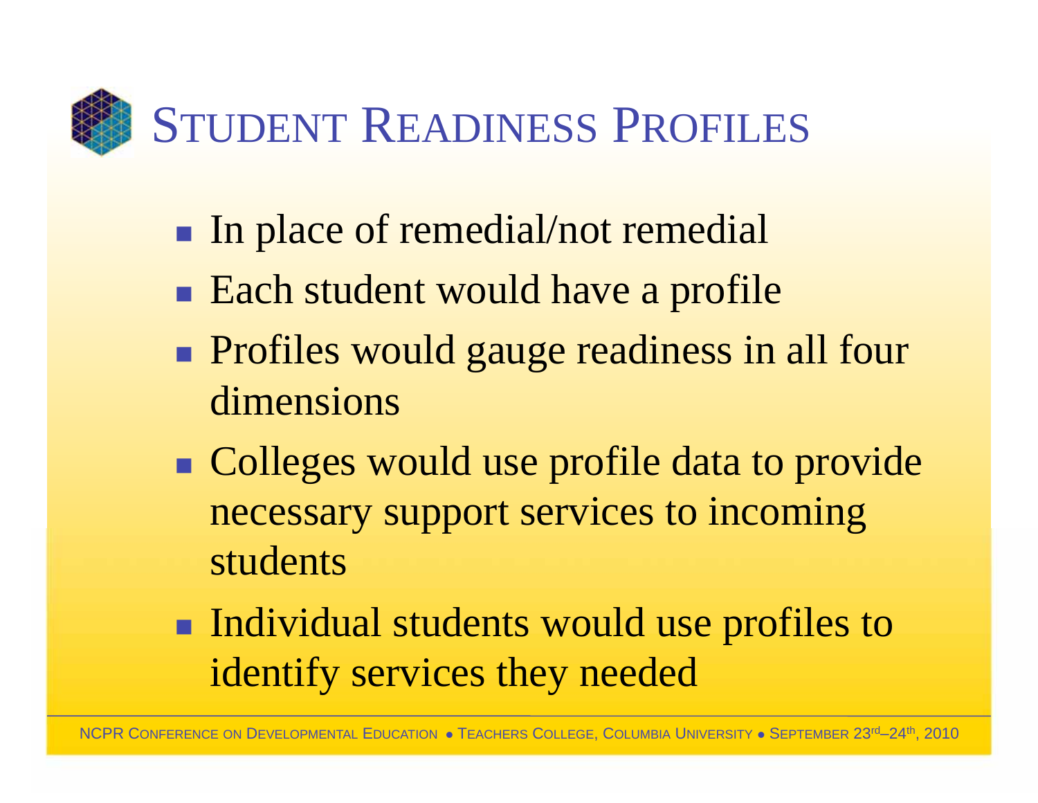# Student Readiness Profiles

- In place of remedial/not remedial
- Each student would have a profile
- Profiles would gauge readiness in all four dimensions
- Colleges would use profile data to provide necessary support services to incoming students
- Individual students would use profiles to identify services they needed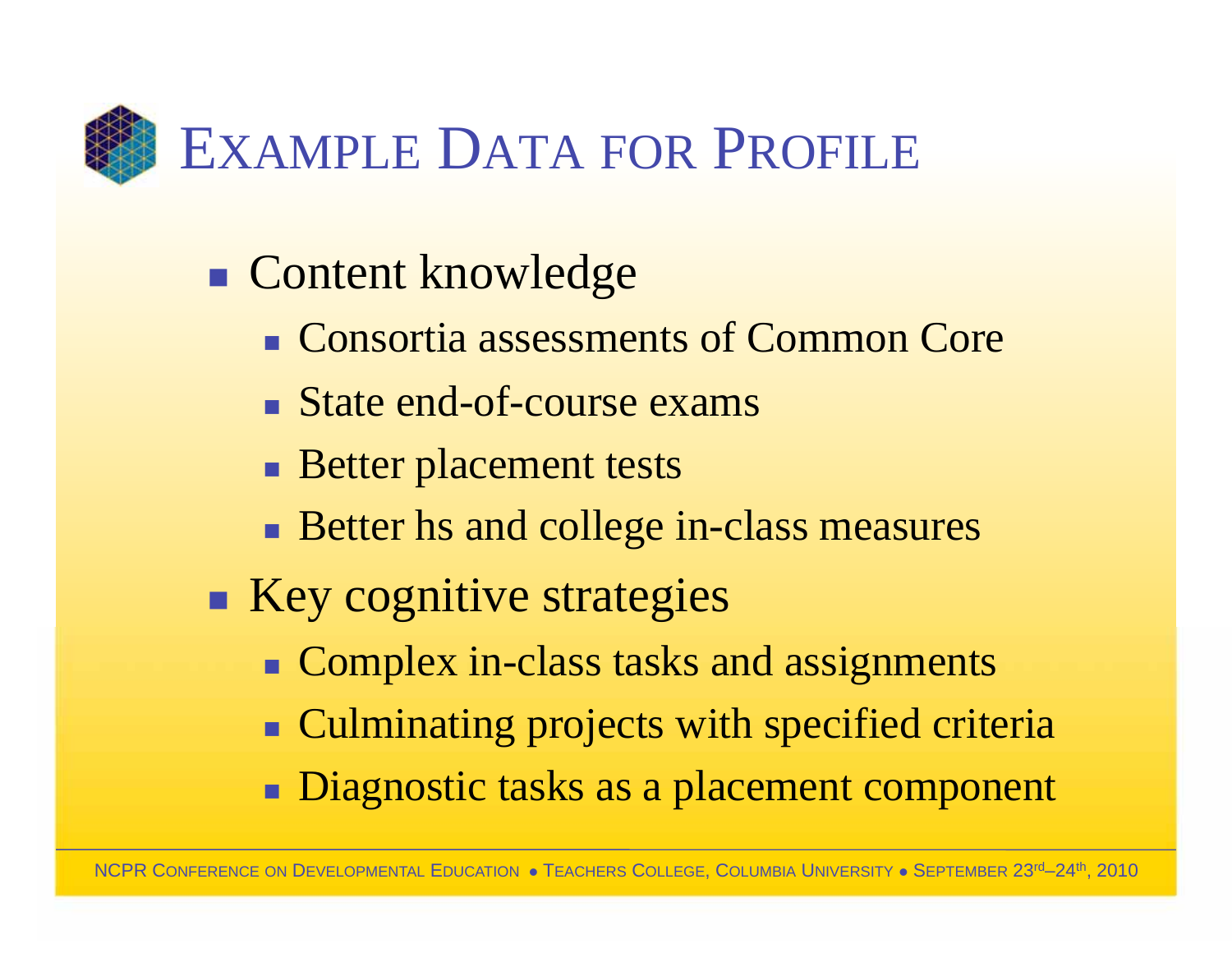# Example Data for Profile

- Content knowledge
  - Consortia assessments of Common Core
  - State end-of-course exams
  - Better placement tests
  - Better hs and college in-class measures
- Key cognitive strategies
  - Complex in-class tasks and assignments
  - Culminating projects with specified criteria
  - Diagnostic tasks as a placement component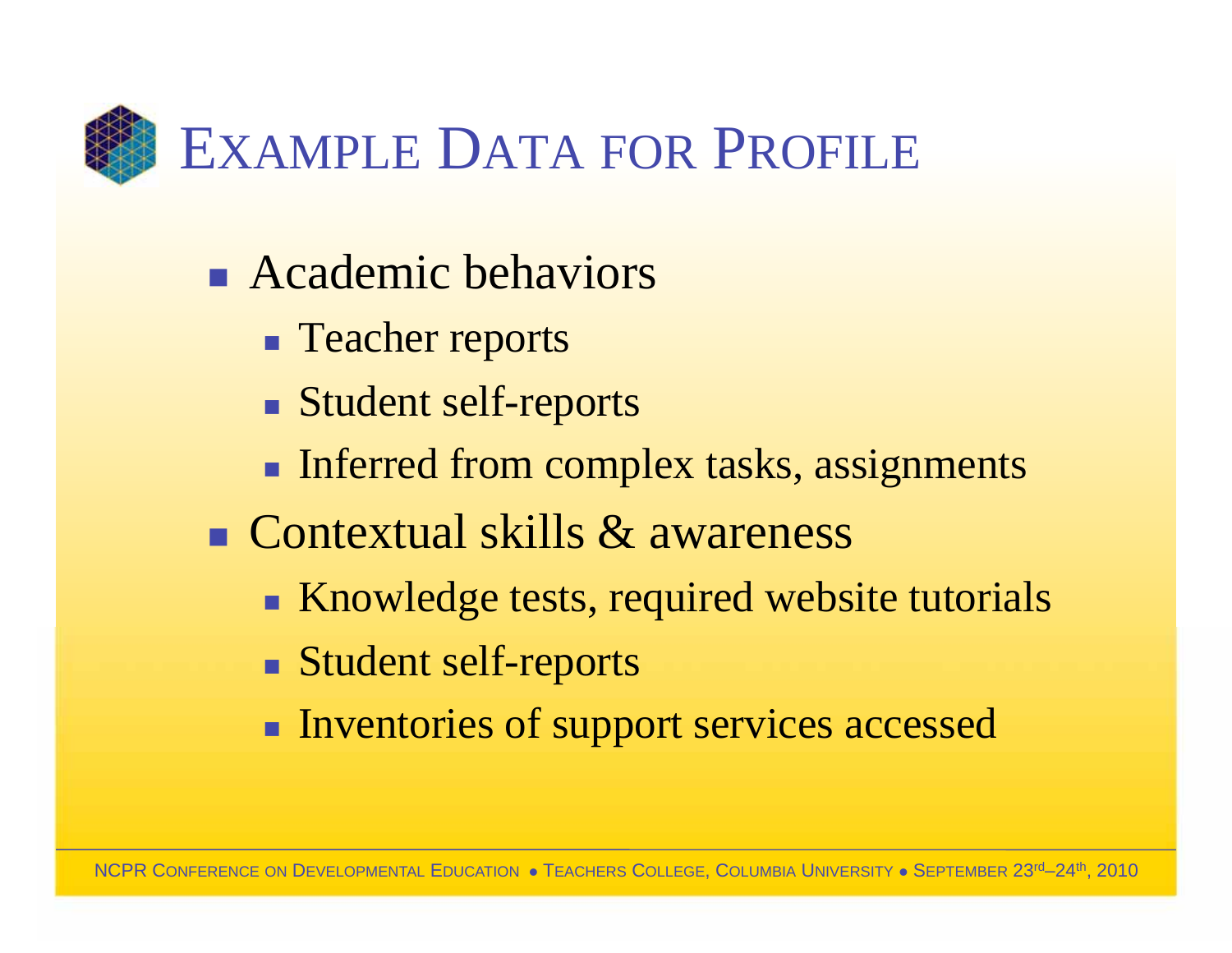# Example Data for Profile

- Academic behaviors
  - Teacher reports
  - Student self-reports
  - Inferred from complex tasks, assignments
- Contextual skills & awareness
  - Knowledge tests, required website tutorials
  - Student self-reports
  - Inventories of support services accessed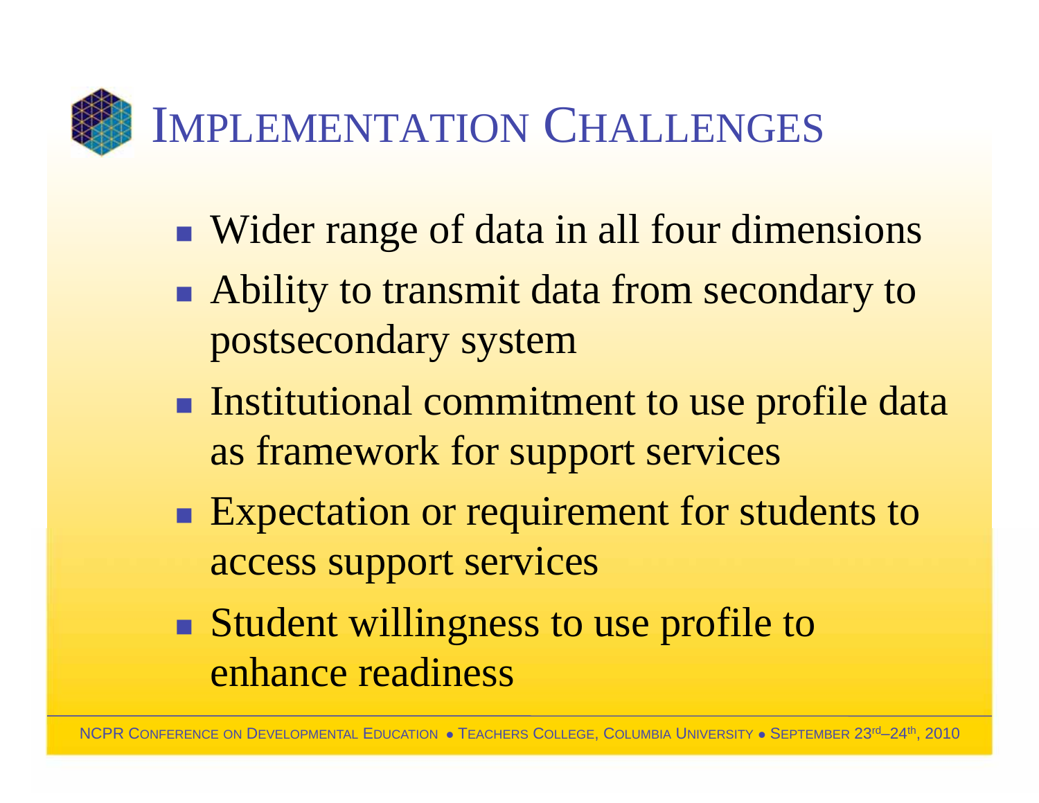# Implementation Challenges

- Wider range of data in all four dimensions
- Ability to transmit data from secondary to postsecondary system
- Institutional commitment to use profile data as framework for support services
- Expectation or requirement for students to access support services
- Student willingness to use profile to enhance readiness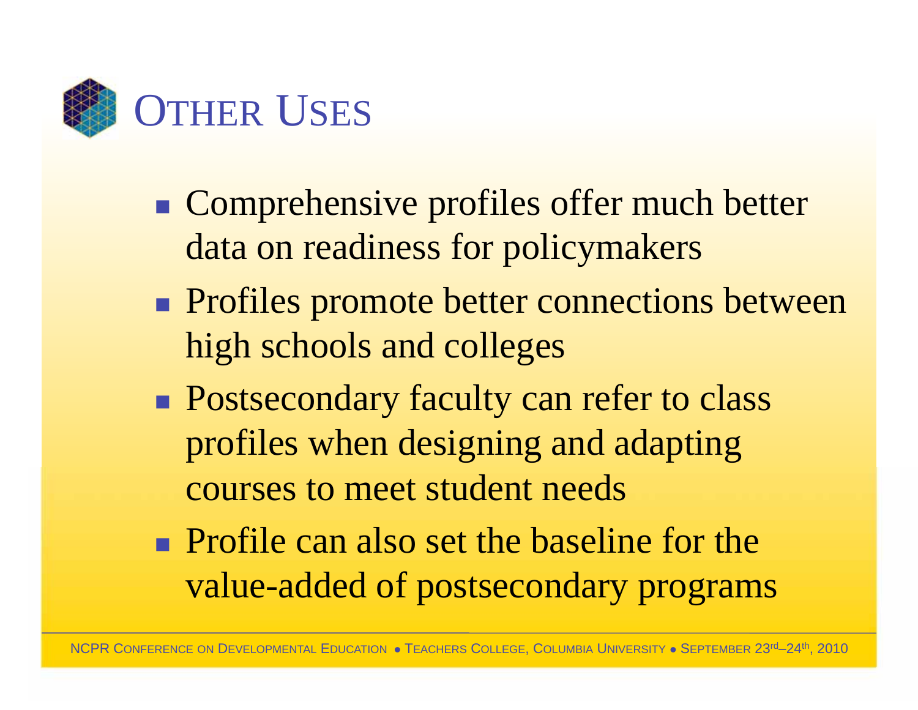# Other Uses

- Comprehensive profiles offer much better data on readiness for policymakers
- Profiles promote better connections between high schools and colleges
- Postsecondary faculty can refer to class profiles when designing and adapting courses to meet student needs
- Profile can also set the baseline for the value-added of postsecondary programs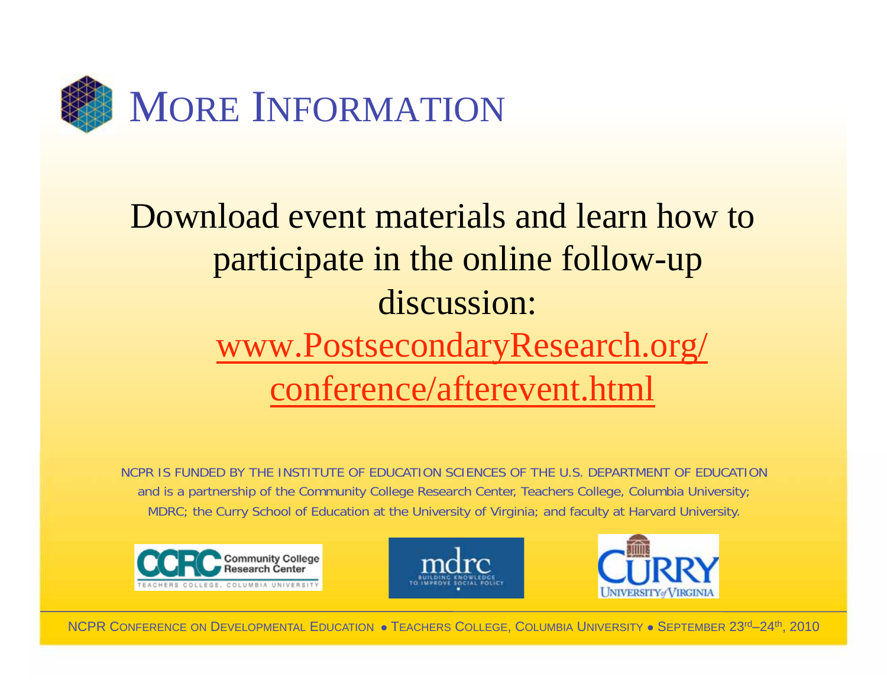# MORE INFORMATION

Download event materials and learn how to participate in the online follow-up discussion:

www.PostsecondaryResearch.org/conference/afterevent.html

NCPR IS FUNDED BY THE INSTITUTE OF EDUCATION SCIENCES OF THE U.S. DEPARTMENT OF EDUCATION and is a partnership of the Community College Research Center, Teachers College, Columbia University; MDRC; the Curry School of Education at the University of Virginia; and faculty at Harvard University.